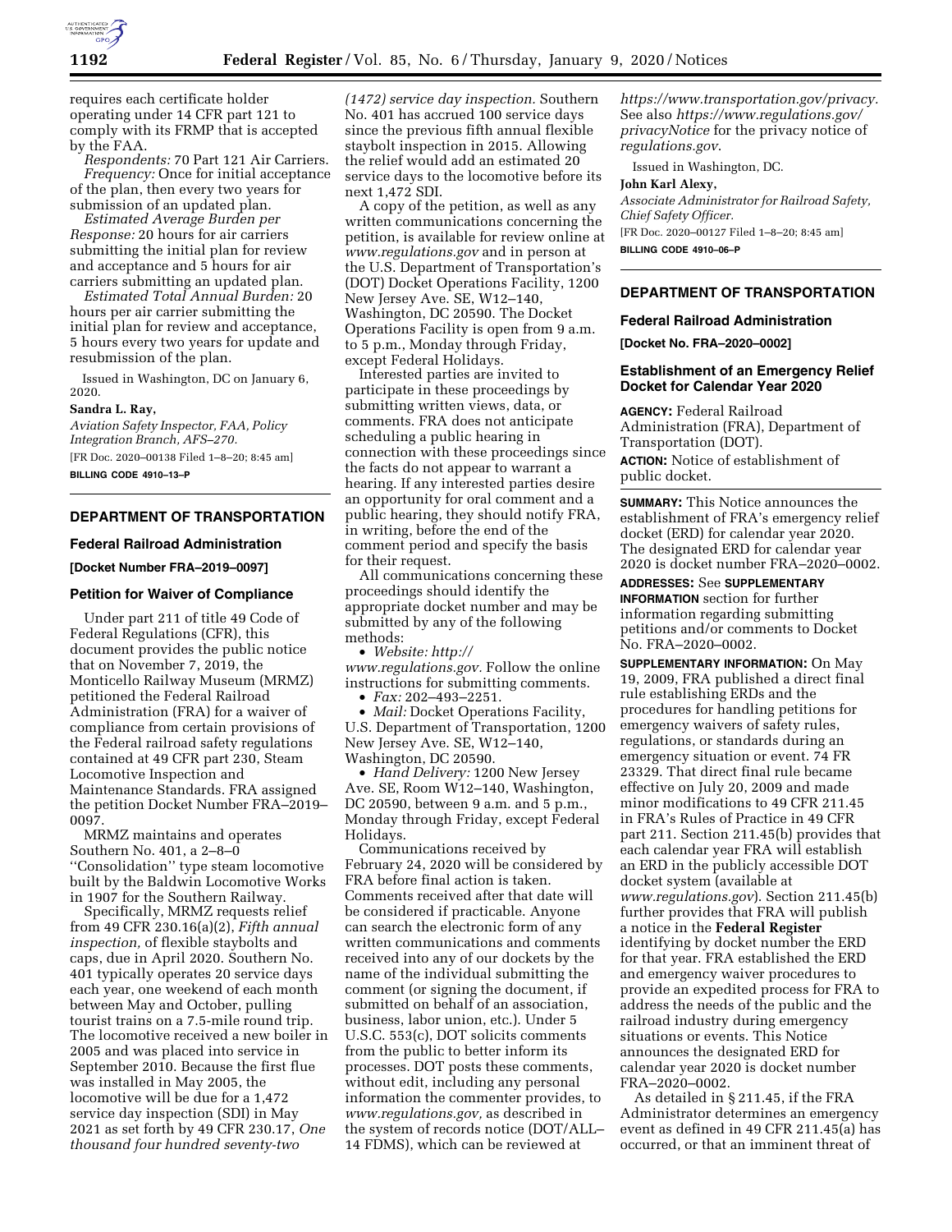requires each certificate holder operating under 14 CFR part 121 to comply with its FRMP that is accepted by the FAA.

*Respondents:* 70 Part 121 Air Carriers.

*Frequency:* Once for initial acceptance of the plan, then every two years for submission of an updated plan.

*Estimated Average Burden per Response:* 20 hours for air carriers submitting the initial plan for review and acceptance and 5 hours for air carriers submitting an updated plan.

*Estimated Total Annual Burden:* 20 hours per air carrier submitting the initial plan for review and acceptance, 5 hours every two years for update and resubmission of the plan.

Issued in Washington, DC on January 6, 2020.

**Sandra L. Ray,**

*Aviation Safety Inspector, FAA, Policy Integration Branch, AFS–270.*

[FR Doc. 2020–00138 Filed 1–8–20; 8:45 am]

**BILLING CODE 4910–13–P**

## DEPARTMENT OF TRANSPORTATION

### Federal Railroad Administration

**[Docket Number FRA–2019–0097]**

### Petition for Waiver of Compliance

Under part 211 of title 49 Code of Federal Regulations (CFR), this document provides the public notice that on November 7, 2019, the Monticello Railway Museum (MRMZ) petitioned the Federal Railroad Administration (FRA) for a waiver of compliance from certain provisions of the Federal railroad safety regulations contained at 49 CFR part 230, Steam Locomotive Inspection and Maintenance Standards. FRA assigned the petition Docket Number FRA–2019–0097.

MRMZ maintains and operates Southern No. 401, a 2–8–0 ''Consolidation'' type steam locomotive built by the Baldwin Locomotive Works in 1907 for the Southern Railway.

Specifically, MRMZ requests relief from 49 CFR 230.16(a)(2), *Fifth annual inspection,* of flexible staybolts and caps, due in April 2020. Southern No. 401 typically operates 20 service days each year, one weekend of each month between May and October, pulling tourist trains on a 7.5-mile round trip. The locomotive received a new boiler in 2005 and was placed into service in September 2010. Because the first flue was installed in May 2005, the locomotive will be due for a 1,472 service day inspection (SDI) in May 2021 as set forth by 49 CFR 230.17, *One thousand four hundred seventy-two (1472) service day inspection.* Southern No. 401 has accrued 100 service days since the previous fifth annual flexible staybolt inspection in 2015. Allowing the relief would add an estimated 20 service days to the locomotive before its next 1,472 SDI.

A copy of the petition, as well as any written communications concerning the petition, is available for review online at *www.regulations.gov* and in person at the U.S. Department of Transportation's (DOT) Docket Operations Facility, 1200 New Jersey Ave. SE, W12–140, Washington, DC 20590. The Docket Operations Facility is open from 9 a.m. to 5 p.m., Monday through Friday, except Federal Holidays.

Interested parties are invited to participate in these proceedings by submitting written views, data, or comments. FRA does not anticipate scheduling a public hearing in connection with these proceedings since the facts do not appear to warrant a hearing. If any interested parties desire an opportunity for oral comment and a public hearing, they should notify FRA, in writing, before the end of the comment period and specify the basis for their request.

All communications concerning these proceedings should identify the appropriate docket number and may be submitted by any of the following methods:

- *Website: http://www.regulations.gov.* Follow the online instructions for submitting comments.
- *Fax:* 202–493–2251.
- *Mail:* Docket Operations Facility, U.S. Department of Transportation, 1200 New Jersey Ave. SE, W12–140, Washington, DC 20590.
- *Hand Delivery:* 1200 New Jersey Ave. SE, Room W12–140, Washington, DC 20590, between 9 a.m. and 5 p.m., Monday through Friday, except Federal Holidays.

Communications received by February 24, 2020 will be considered by FRA before final action is taken. Comments received after that date will be considered if practicable. Anyone can search the electronic form of any written communications and comments received into any of our dockets by the name of the individual submitting the comment (or signing the document, if submitted on behalf of an association, business, labor union, etc.). Under 5 U.S.C. 553(c), DOT solicits comments from the public to better inform its processes. DOT posts these comments, without edit, including any personal information the commenter provides, to *www.regulations.gov,* as described in the system of records notice (DOT/ALL–14 FDMS), which can be reviewed at *https://www.transportation.gov/privacy.* See also *https://www.regulations.gov/privacyNotice* for the privacy notice of *regulations.gov*.

Issued in Washington, DC.

**John Karl Alexy,**

*Associate Administrator for Railroad Safety, Chief Safety Officer.*

[FR Doc. 2020–00127 Filed 1–8–20; 8:45 am]

**BILLING CODE 4910–06–P**

## DEPARTMENT OF TRANSPORTATION

### Federal Railroad Administration

**[Docket No. FRA–2020–0002]**

### Establishment of an Emergency Relief Docket for Calendar Year 2020

**AGENCY:** Federal Railroad Administration (FRA), Department of Transportation (DOT).

**ACTION:** Notice of establishment of public docket.

**SUMMARY:** This Notice announces the establishment of FRA's emergency relief docket (ERD) for calendar year 2020. The designated ERD for calendar year 2020 is docket number FRA–2020–0002.

**ADDRESSES:** See **SUPPLEMENTARY INFORMATION** section for further information regarding submitting petitions and/or comments to Docket No. FRA–2020–0002.

**SUPPLEMENTARY INFORMATION:** On May 19, 2009, FRA published a direct final rule establishing ERDs and the procedures for handling petitions for emergency waivers of safety rules, regulations, or standards during an emergency situation or event. 74 FR 23329. That direct final rule became effective on July 20, 2009 and made minor modifications to 49 CFR 211.45 in FRA's Rules of Practice in 49 CFR part 211. Section 211.45(b) provides that each calendar year FRA will establish an ERD in the publicly accessible DOT docket system (available at *www.regulations.gov*). Section 211.45(b) further provides that FRA will publish a notice in the **Federal Register** identifying by docket number the ERD for that year. FRA established the ERD and emergency waiver procedures to provide an expedited process for FRA to address the needs of the public and the railroad industry during emergency situations or events. This Notice announces the designated ERD for calendar year 2020 is docket number FRA–2020–0002.

As detailed in § 211.45, if the FRA Administrator determines an emergency event as defined in 49 CFR 211.45(a) has occurred, or that an imminent threat of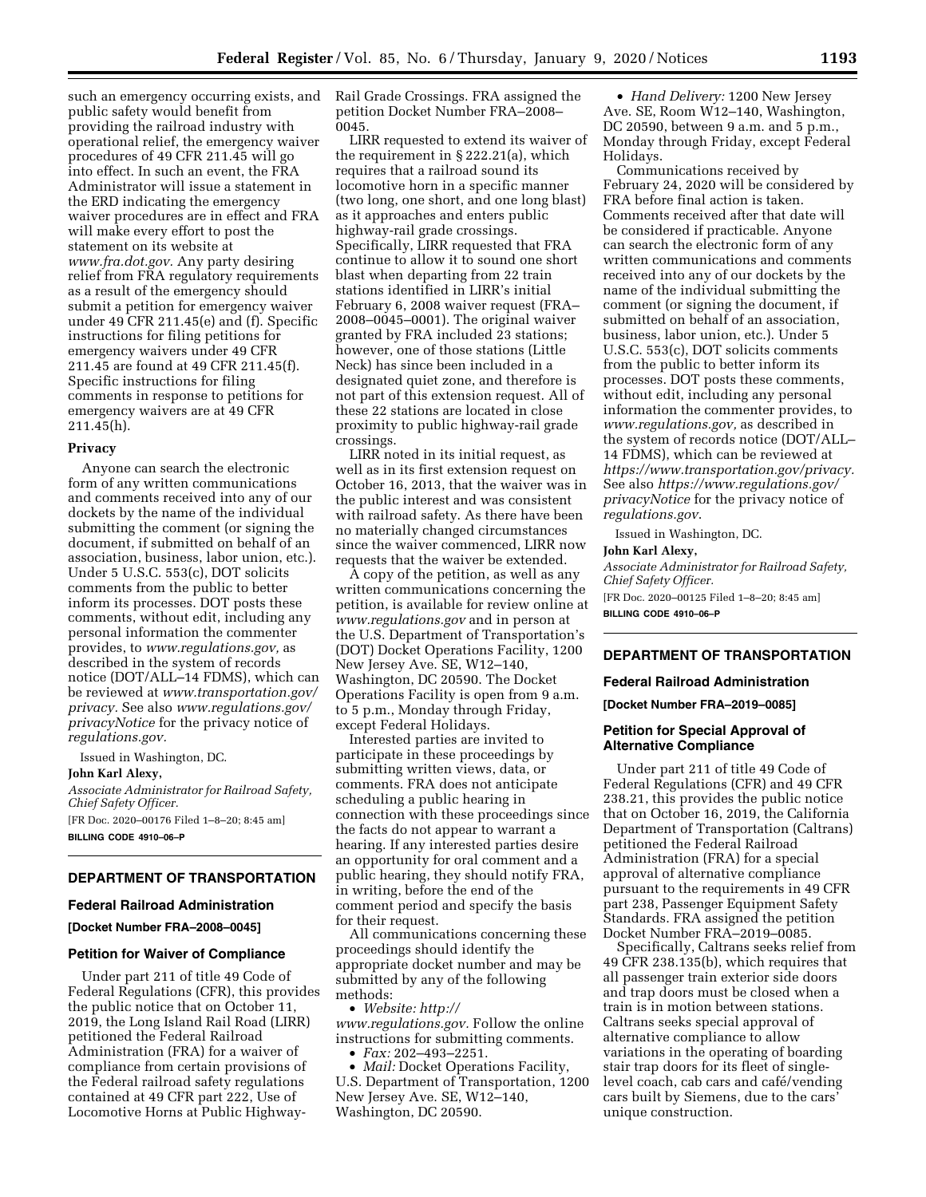such an emergency occurring exists, and public safety would benefit from providing the railroad industry with operational relief, the emergency waiver procedures of 49 CFR 211.45 will go into effect. In such an event, the FRA Administrator will issue a statement in the ERD indicating the emergency waiver procedures are in effect and FRA will make every effort to post the statement on its website at *www.fra.dot.gov.* Any party desiring relief from FRA regulatory requirements as a result of the emergency should submit a petition for emergency waiver under 49 CFR 211.45(e) and (f). Specific instructions for filing petitions for emergency waivers under 49 CFR 211.45 are found at 49 CFR 211.45(f). Specific instructions for filing comments in response to petitions for emergency waivers are at 49 CFR 211.45(h).

## Privacy

Anyone can search the electronic form of any written communications and comments received into any of our dockets by the name of the individual submitting the comment (or signing the document, if submitted on behalf of an association, business, labor union, etc.). Under 5 U.S.C. 553(c), DOT solicits comments from the public to better inform its processes. DOT posts these comments, without edit, including any personal information the commenter provides, to *www.regulations.gov,* as described in the system of records notice (DOT/ALL–14 FDMS), which can be reviewed at *www.transportation.gov/privacy.* See also *www.regulations.gov/privacyNotice* for the privacy notice of *regulations.gov.*

Issued in Washington, DC.

**John Karl Alexy,**

*Associate Administrator for Railroad Safety, Chief Safety Officer.*

[FR Doc. 2020–00176 Filed 1–8–20; 8:45 am]

**BILLING CODE 4910–06–P**

---

## DEPARTMENT OF TRANSPORTATION

### Federal Railroad Administration

**[Docket Number FRA–2008–0045]**

### Petition for Waiver of Compliance

Under part 211 of title 49 Code of Federal Regulations (CFR), this provides the public notice that on October 11, 2019, the Long Island Rail Road (LIRR) petitioned the Federal Railroad Administration (FRA) for a waiver of compliance from certain provisions of the Federal railroad safety regulations contained at 49 CFR part 222, Use of Locomotive Horns at Public Highway-Rail Grade Crossings. FRA assigned the petition Docket Number FRA–2008–0045.

LIRR requested to extend its waiver of the requirement in § 222.21(a), which requires that a railroad sound its locomotive horn in a specific manner (two long, one short, and one long blast) as it approaches and enters public highway-rail grade crossings. Specifically, LIRR requested that FRA continue to allow it to sound one short blast when departing from 22 train stations identified in LIRR's initial February 6, 2008 waiver request (FRA–2008–0045–0001). The original waiver granted by FRA included 23 stations; however, one of those stations (Little Neck) has since been included in a designated quiet zone, and therefore is not part of this extension request. All of these 22 stations are located in close proximity to public highway-rail grade crossings.

LIRR noted in its initial request, as well as in its first extension request on October 16, 2013, that the waiver was in the public interest and was consistent with railroad safety. As there have been no materially changed circumstances since the waiver commenced, LIRR now requests that the waiver be extended.

A copy of the petition, as well as any written communications concerning the petition, is available for review online at *www.regulations.gov* and in person at the U.S. Department of Transportation's (DOT) Docket Operations Facility, 1200 New Jersey Ave. SE, W12–140, Washington, DC 20590. The Docket Operations Facility is open from 9 a.m. to 5 p.m., Monday through Friday, except Federal Holidays.

Interested parties are invited to participate in these proceedings by submitting written views, data, or comments. FRA does not anticipate scheduling a public hearing in connection with these proceedings since the facts do not appear to warrant a hearing. If any interested parties desire an opportunity for oral comment and a public hearing, they should notify FRA, in writing, before the end of the comment period and specify the basis for their request.

All communications concerning these proceedings should identify the appropriate docket number and may be submitted by any of the following methods:

- *Website: http://www.regulations.gov.* Follow the online instructions for submitting comments.
- *Fax:* 202–493–2251.
- *Mail:* Docket Operations Facility, U.S. Department of Transportation, 1200 New Jersey Ave. SE, W12–140, Washington, DC 20590.
- *Hand Delivery:* 1200 New Jersey Ave. SE, Room W12–140, Washington, DC 20590, between 9 a.m. and 5 p.m., Monday through Friday, except Federal Holidays.

Communications received by February 24, 2020 will be considered by FRA before final action is taken. Comments received after that date will be considered if practicable. Anyone can search the electronic form of any written communications and comments received into any of our dockets by the name of the individual submitting the comment (or signing the document, if submitted on behalf of an association, business, labor union, etc.). Under 5 U.S.C. 553(c), DOT solicits comments from the public to better inform its processes. DOT posts these comments, without edit, including any personal information the commenter provides, to *www.regulations.gov,* as described in the system of records notice (DOT/ALL–14 FDMS), which can be reviewed at *https://www.transportation.gov/privacy.* See also *https://www.regulations.gov/privacyNotice* for the privacy notice of *regulations.gov*.

Issued in Washington, DC.

**John Karl Alexy,**

*Associate Administrator for Railroad Safety, Chief Safety Officer.*

[FR Doc. 2020–00125 Filed 1–8–20; 8:45 am]

**BILLING CODE 4910–06–P**

---

## DEPARTMENT OF TRANSPORTATION

### Federal Railroad Administration

**[Docket Number FRA–2019–0085]**

### Petition for Special Approval of Alternative Compliance

Under part 211 of title 49 Code of Federal Regulations (CFR) and 49 CFR 238.21, this provides the public notice that on October 16, 2019, the California Department of Transportation (Caltrans) petitioned the Federal Railroad Administration (FRA) for a special approval of alternative compliance pursuant to the requirements in 49 CFR part 238, Passenger Equipment Safety Standards. FRA assigned the petition Docket Number FRA–2019–0085.

Specifically, Caltrans seeks relief from 49 CFR 238.135(b), which requires that all passenger train exterior side doors and trap doors must be closed when a train is in motion between stations. Caltrans seeks special approval of alternative compliance to allow variations in the operating of boarding stair trap doors for its fleet of single-level coach, cab cars and café/vending cars built by Siemens, due to the cars' unique construction.